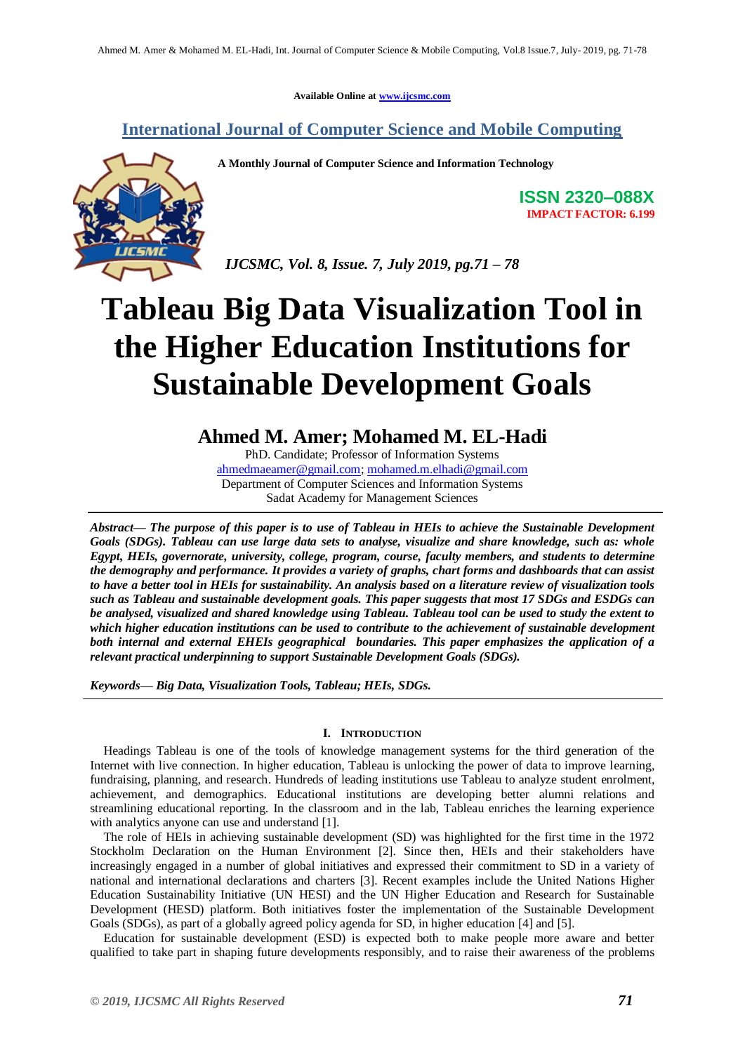Available Online at www.ijcsmc.com

## International Journal of Computer Science and Mobile Computing

**A Monthly Journal of Computer Science and Information Technology**

**ISSN 2320–088X**
**IMPACT FACTOR: 6.199**

*IJCSMC, Vol. 8, Issue. 7, July 2019, pg.71 – 78*

# Tableau Big Data Visualization Tool in the Higher Education Institutions for Sustainable Development Goals

## Ahmed M. Amer; Mohamed M. EL-Hadi

PhD. Candidate; Professor of Information Systems
ahmedmaeamer@gmail.com; mohamed.m.elhadi@gmail.com
Department of Computer Sciences and Information Systems
Sadat Academy for Management Sciences

***Abstract***— ***The purpose of this paper is to use of Tableau in HEIs to achieve the Sustainable Development Goals (SDGs). Tableau can use large data sets to analyse, visualize and share knowledge, such as: whole Egypt, HEIs, governorate, university, college, program, course, faculty members, and students to determine the demography and performance. It provides a variety of graphs, chart forms and dashboards that can assist to have a better tool in HEIs for sustainability. An analysis based on a literature review of visualization tools such as Tableau and sustainable development goals. This paper suggests that most 17 SDGs and ESDGs can be analysed, visualized and shared knowledge using Tableau. Tableau tool can be used to study the extent to which higher education institutions can be used to contribute to the achievement of sustainable development both internal and external EHEIs geographical boundaries. This paper emphasizes the application of a relevant practical underpinning to support Sustainable Development Goals (SDGs).***

***Keywords***— ***Big Data, Visualization Tools, Tableau; HEIs, SDGs.***

### I. INTRODUCTION

Headings Tableau is one of the tools of knowledge management systems for the third generation of the Internet with live connection. In higher education, Tableau is unlocking the power of data to improve learning, fundraising, planning, and research. Hundreds of leading institutions use Tableau to analyze student enrolment, achievement, and demographics. Educational institutions are developing better alumni relations and streamlining educational reporting. In the classroom and in the lab, Tableau enriches the learning experience with analytics anyone can use and understand [1].

The role of HEIs in achieving sustainable development (SD) was highlighted for the first time in the 1972 Stockholm Declaration on the Human Environment [2]. Since then, HEIs and their stakeholders have increasingly engaged in a number of global initiatives and expressed their commitment to SD in a variety of national and international declarations and charters [3]. Recent examples include the United Nations Higher Education Sustainability Initiative (UN HESI) and the UN Higher Education and Research for Sustainable Development (HESD) platform. Both initiatives foster the implementation of the Sustainable Development Goals (SDGs), as part of a globally agreed policy agenda for SD, in higher education [4] and [5].

Education for sustainable development (ESD) is expected both to make people more aware and better qualified to take part in shaping future developments responsibly, and to raise their awareness of the problems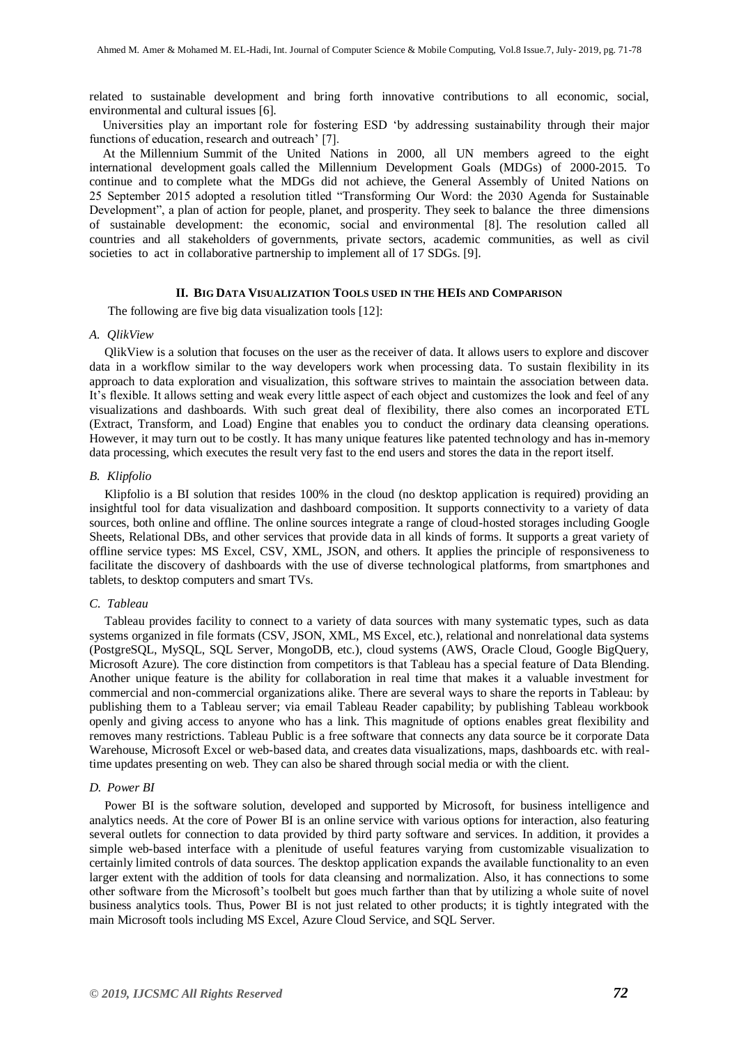related to sustainable development and bring forth innovative contributions to all economic, social, environmental and cultural issues [6].

Universities play an important role for fostering ESD 'by addressing sustainability through their major functions of education, research and outreach' [7].

At the Millennium Summit of the United Nations in 2000, all UN members agreed to the eight international development goals called the Millennium Development Goals (MDGs) of 2000-2015. To continue and to complete what the MDGs did not achieve, the General Assembly of United Nations on 25 September 2015 adopted a resolution titled "Transforming Our Word: the 2030 Agenda for Sustainable Development", a plan of action for people, planet, and prosperity. They seek to balance the three dimensions of sustainable development: the economic, social and environmental [8]. The resolution called all countries and all stakeholders of governments, private sectors, academic communities, as well as civil societies to act in collaborative partnership to implement all of 17 SDGs. [9].

## II. Big Data Visualization Tools used in the HEIs and Comparison

The following are five big data visualization tools [12]:

### A. *QlikView*

QlikView is a solution that focuses on the user as the receiver of data. It allows users to explore and discover data in a workflow similar to the way developers work when processing data. To sustain flexibility in its approach to data exploration and visualization, this software strives to maintain the association between data. It's flexible. It allows setting and weak every little aspect of each object and customizes the look and feel of any visualizations and dashboards. With such great deal of flexibility, there also comes an incorporated ETL (Extract, Transform, and Load) Engine that enables you to conduct the ordinary data cleansing operations. However, it may turn out to be costly. It has many unique features like patented technology and has in-memory data processing, which executes the result very fast to the end users and stores the data in the report itself.

### B. *Klipfolio*

Klipfolio is a BI solution that resides 100% in the cloud (no desktop application is required) providing an insightful tool for data visualization and dashboard composition. It supports connectivity to a variety of data sources, both online and offline. The online sources integrate a range of cloud-hosted storages including Google Sheets, Relational DBs, and other services that provide data in all kinds of forms. It supports a great variety of offline service types: MS Excel, CSV, XML, JSON, and others. It applies the principle of responsiveness to facilitate the discovery of dashboards with the use of diverse technological platforms, from smartphones and tablets, to desktop computers and smart TVs.

### C. *Tableau*

Tableau provides facility to connect to a variety of data sources with many systematic types, such as data systems organized in file formats (CSV, JSON, XML, MS Excel, etc.), relational and nonrelational data systems (PostgreSQL, MySQL, SQL Server, MongoDB, etc.), cloud systems (AWS, Oracle Cloud, Google BigQuery, Microsoft Azure). The core distinction from competitors is that Tableau has a special feature of Data Blending. Another unique feature is the ability for collaboration in real time that makes it a valuable investment for commercial and non-commercial organizations alike. There are several ways to share the reports in Tableau: by publishing them to a Tableau server; via email Tableau Reader capability; by publishing Tableau workbook openly and giving access to anyone who has a link. This magnitude of options enables great flexibility and removes many restrictions. Tableau Public is a free software that connects any data source be it corporate Data Warehouse, Microsoft Excel or web-based data, and creates data visualizations, maps, dashboards etc. with real-time updates presenting on web. They can also be shared through social media or with the client.

### D. *Power BI*

Power BI is the software solution, developed and supported by Microsoft, for business intelligence and analytics needs. At the core of Power BI is an online service with various options for interaction, also featuring several outlets for connection to data provided by third party software and services. In addition, it provides a simple web-based interface with a plenitude of useful features varying from customizable visualization to certainly limited controls of data sources. The desktop application expands the available functionality to an even larger extent with the addition of tools for data cleansing and normalization. Also, it has connections to some other software from the Microsoft's toolbelt but goes much farther than that by utilizing a whole suite of novel business analytics tools. Thus, Power BI is not just related to other products; it is tightly integrated with the main Microsoft tools including MS Excel, Azure Cloud Service, and SQL Server.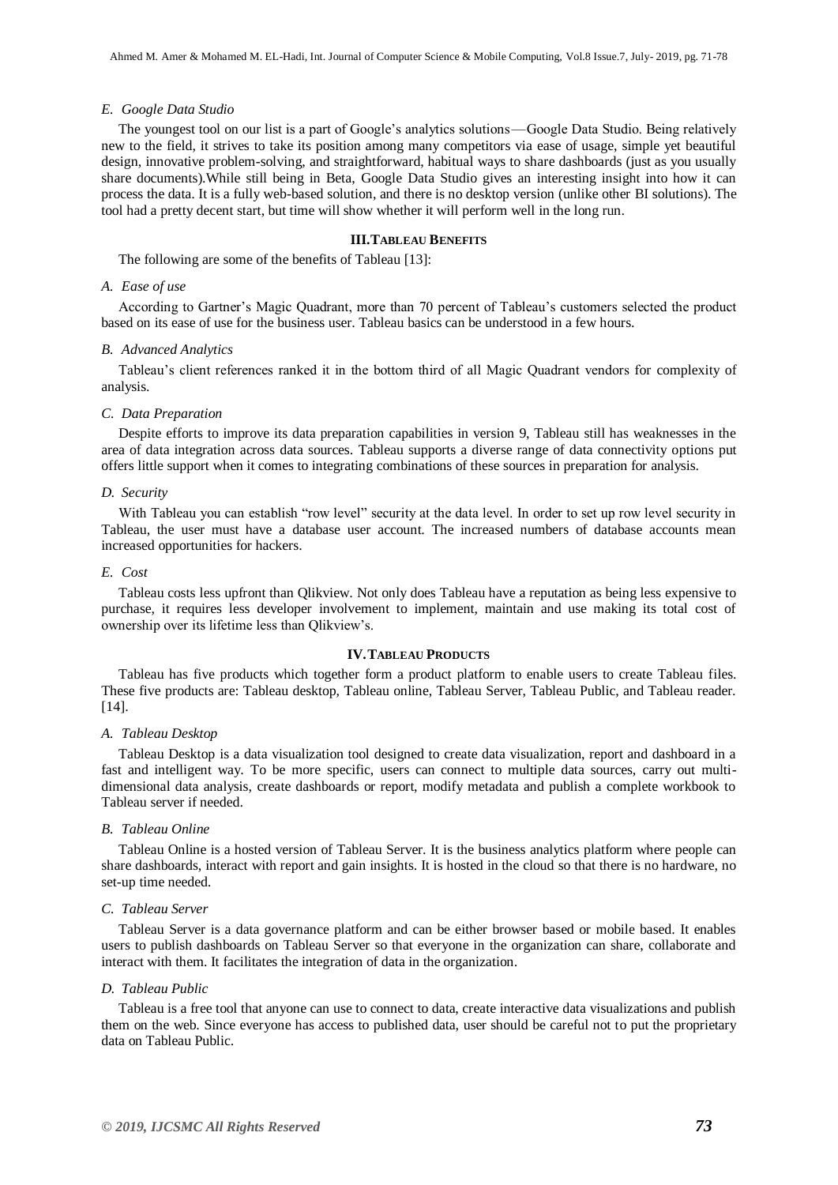### E. Google Data Studio

The youngest tool on our list is a part of Google's analytics solutions—Google Data Studio. Being relatively new to the field, it strives to take its position among many competitors via ease of usage, simple yet beautiful design, innovative problem-solving, and straightforward, habitual ways to share dashboards (just as you usually share documents).While still being in Beta, Google Data Studio gives an interesting insight into how it can process the data. It is a fully web-based solution, and there is no desktop version (unlike other BI solutions). The tool had a pretty decent start, but time will show whether it will perform well in the long run.

## III. TABLEAU BENEFITS

The following are some of the benefits of Tableau [13]:

### A. Ease of use

According to Gartner's Magic Quadrant, more than 70 percent of Tableau's customers selected the product based on its ease of use for the business user. Tableau basics can be understood in a few hours.

### B. Advanced Analytics

Tableau's client references ranked it in the bottom third of all Magic Quadrant vendors for complexity of analysis.

### C. Data Preparation

Despite efforts to improve its data preparation capabilities in version 9, Tableau still has weaknesses in the area of data integration across data sources. Tableau supports a diverse range of data connectivity options put offers little support when it comes to integrating combinations of these sources in preparation for analysis.

### D. Security

With Tableau you can establish "row level" security at the data level. In order to set up row level security in Tableau, the user must have a database user account. The increased numbers of database accounts mean increased opportunities for hackers.

### E. Cost

Tableau costs less upfront than Qlikview. Not only does Tableau have a reputation as being less expensive to purchase, it requires less developer involvement to implement, maintain and use making its total cost of ownership over its lifetime less than Qlikview's.

## IV. TABLEAU PRODUCTS

Tableau has five products which together form a product platform to enable users to create Tableau files. These five products are: Tableau desktop, Tableau online, Tableau Server, Tableau Public, and Tableau reader. [14].

### A. Tableau Desktop

Tableau Desktop is a data visualization tool designed to create data visualization, report and dashboard in a fast and intelligent way. To be more specific, users can connect to multiple data sources, carry out multi-dimensional data analysis, create dashboards or report, modify metadata and publish a complete workbook to Tableau server if needed.

### B. Tableau Online

Tableau Online is a hosted version of Tableau Server. It is the business analytics platform where people can share dashboards, interact with report and gain insights. It is hosted in the cloud so that there is no hardware, no set-up time needed.

### C. Tableau Server

Tableau Server is a data governance platform and can be either browser based or mobile based. It enables users to publish dashboards on Tableau Server so that everyone in the organization can share, collaborate and interact with them. It facilitates the integration of data in the organization.

### D. Tableau Public

Tableau is a free tool that anyone can use to connect to data, create interactive data visualizations and publish them on the web. Since everyone has access to published data, user should be careful not to put the proprietary data on Tableau Public.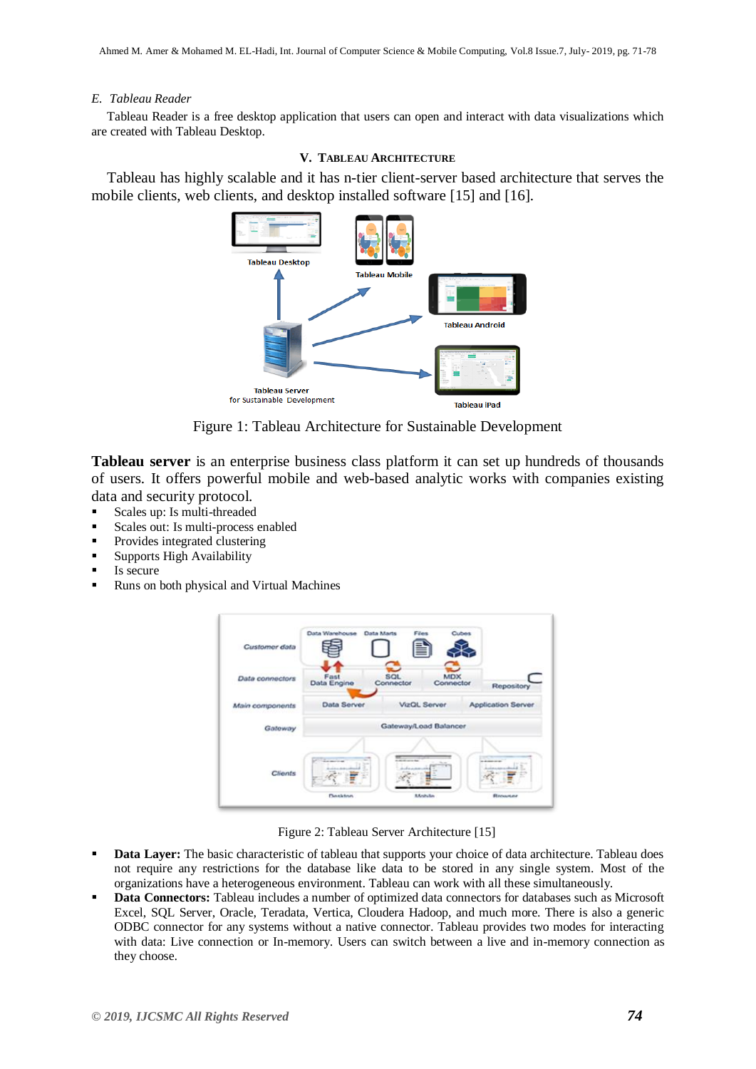### E. Tableau Reader

Tableau Reader is a free desktop application that users can open and interact with data visualizations which are created with Tableau Desktop.

## V. TABLEAU ARCHITECTURE

Tableau has highly scalable and it has n-tier client-server based architecture that serves the mobile clients, web clients, and desktop installed software [15] and [16].

Figure 1: Tableau Architecture for Sustainable Development

**Tableau server** is an enterprise business class platform it can set up hundreds of thousands of users. It offers powerful mobile and web-based analytic works with companies existing data and security protocol.

- Scales up: Is multi-threaded
- Scales out: Is multi-process enabled
- Provides integrated clustering
- Supports High Availability
- Is secure
- Runs on both physical and Virtual Machines

Figure 2: Tableau Server Architecture [15]

- **Data Layer:** The basic characteristic of tableau that supports your choice of data architecture. Tableau does not require any restrictions for the database like data to be stored in any single system. Most of the organizations have a heterogeneous environment. Tableau can work with all these simultaneously.
- **Data Connectors:** Tableau includes a number of optimized data connectors for databases such as Microsoft Excel, SQL Server, Oracle, Teradata, Vertica, Cloudera Hadoop, and much more. There is also a generic ODBC connector for any systems without a native connector. Tableau provides two modes for interacting with data: Live connection or In-memory. Users can switch between a live and in-memory connection as they choose.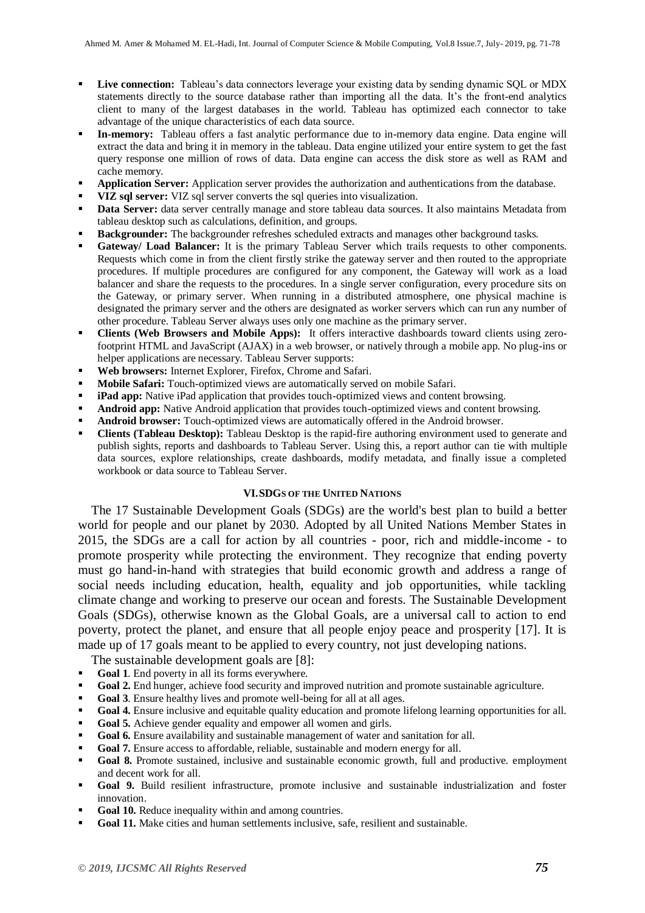- **Live connection:** Tableau's data connectors leverage your existing data by sending dynamic SQL or MDX statements directly to the source database rather than importing all the data. It's the front-end analytics client to many of the largest databases in the world. Tableau has optimized each connector to take advantage of the unique characteristics of each data source.
- **In-memory:** Tableau offers a fast analytic performance due to in-memory data engine. Data engine will extract the data and bring it in memory in the tableau. Data engine utilized your entire system to get the fast query response one million of rows of data. Data engine can access the disk store as well as RAM and cache memory.
- **Application Server:** Application server provides the authorization and authentications from the database.
- **VIZ sql server:** VIZ sql server converts the sql queries into visualization.
- **Data Server:** data server centrally manage and store tableau data sources. It also maintains Metadata from tableau desktop such as calculations, definition, and groups.
- **Backgrounder:** The backgrounder refreshes scheduled extracts and manages other background tasks.
- **Gateway/ Load Balancer:** It is the primary Tableau Server which trails requests to other components. Requests which come in from the client firstly strike the gateway server and then routed to the appropriate procedures. If multiple procedures are configured for any component, the Gateway will work as a load balancer and share the requests to the procedures. In a single server configuration, every procedure sits on the Gateway, or primary server. When running in a distributed atmosphere, one physical machine is designated the primary server and the others are designated as worker servers which can run any number of other procedure. Tableau Server always uses only one machine as the primary server.
- **Clients (Web Browsers and Mobile Apps):** It offers interactive dashboards toward clients using zero-footprint HTML and JavaScript (AJAX) in a web browser, or natively through a mobile app. No plug-ins or helper applications are necessary. Tableau Server supports:
- **Web browsers:** Internet Explorer, Firefox, Chrome and Safari.
- **Mobile Safari:** Touch-optimized views are automatically served on mobile Safari.
- **iPad app:** Native iPad application that provides touch-optimized views and content browsing.
- **Android app:** Native Android application that provides touch-optimized views and content browsing.
- **Android browser:** Touch-optimized views are automatically offered in the Android browser.
- **Clients (Tableau Desktop):** Tableau Desktop is the rapid-fire authoring environment used to generate and publish sights, reports and dashboards to Tableau Server. Using this, a report author can tie with multiple data sources, explore relationships, create dashboards, modify metadata, and finally issue a completed workbook or data source to Tableau Server.

## VI. SDGs OF THE UNITED NATIONS

The 17 Sustainable Development Goals (SDGs) are the world's best plan to build a better world for people and our planet by 2030. Adopted by all United Nations Member States in 2015, the SDGs are a call for action by all countries - poor, rich and middle-income - to promote prosperity while protecting the environment. They recognize that ending poverty must go hand-in-hand with strategies that build economic growth and address a range of social needs including education, health, equality and job opportunities, while tackling climate change and working to preserve our ocean and forests. The Sustainable Development Goals (SDGs), otherwise known as the Global Goals, are a universal call to action to end poverty, protect the planet, and ensure that all people enjoy peace and prosperity [17]. It is made up of 17 goals meant to be applied to every country, not just developing nations.

The sustainable development goals are [8]:

- **Goal 1**. End poverty in all its forms everywhere.
- **Goal 2.** End hunger, achieve food security and improved nutrition and promote sustainable agriculture.
- **Goal 3**. Ensure healthy lives and promote well-being for all at all ages.
- **Goal 4.** Ensure inclusive and equitable quality education and promote lifelong learning opportunities for all.
- **Goal 5.** Achieve gender equality and empower all women and girls.
- **Goal 6.** Ensure availability and sustainable management of water and sanitation for all.
- **Goal 7.** Ensure access to affordable, reliable, sustainable and modern energy for all.
- **Goal 8.** Promote sustained, inclusive and sustainable economic growth, full and productive. employment and decent work for all.
- **Goal 9.** Build resilient infrastructure, promote inclusive and sustainable industrialization and foster innovation.
- **Goal 10.** Reduce inequality within and among countries.
- **Goal 11.** Make cities and human settlements inclusive, safe, resilient and sustainable.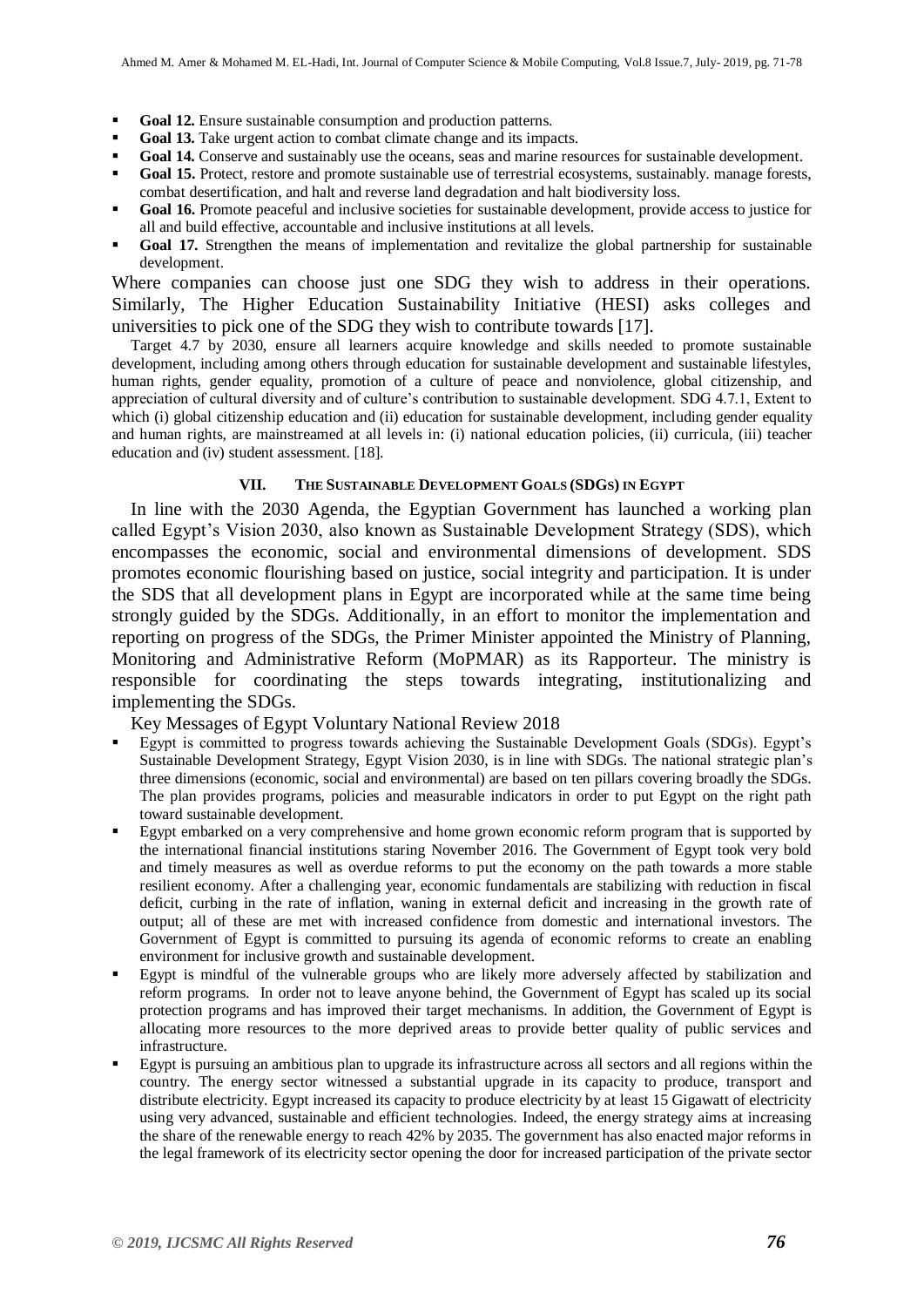- **Goal 12.** Ensure sustainable consumption and production patterns.
- **Goal 13.** Take urgent action to combat climate change and its impacts.
- **Goal 14.** Conserve and sustainably use the oceans, seas and marine resources for sustainable development.
- **Goal 15.** Protect, restore and promote sustainable use of terrestrial ecosystems, sustainably. manage forests, combat desertification, and halt and reverse land degradation and halt biodiversity loss.
- **Goal 16.** Promote peaceful and inclusive societies for sustainable development, provide access to justice for all and build effective, accountable and inclusive institutions at all levels.
- **Goal 17.** Strengthen the means of implementation and revitalize the global partnership for sustainable development.

Where companies can choose just one SDG they wish to address in their operations. Similarly, The Higher Education Sustainability Initiative (HESI) asks colleges and universities to pick one of the SDG they wish to contribute towards [17].

Target 4.7 by 2030, ensure all learners acquire knowledge and skills needed to promote sustainable development, including among others through education for sustainable development and sustainable lifestyles, human rights, gender equality, promotion of a culture of peace and nonviolence, global citizenship, and appreciation of cultural diversity and of culture's contribution to sustainable development. SDG 4.7.1, Extent to which (i) global citizenship education and (ii) education for sustainable development, including gender equality and human rights, are mainstreamed at all levels in: (i) national education policies, (ii) curricula, (iii) teacher education and (iv) student assessment. [18].

## VII. The Sustainable Development Goals (SDGs) in Egypt

In line with the 2030 Agenda, the Egyptian Government has launched a working plan called Egypt's Vision 2030, also known as Sustainable Development Strategy (SDS), which encompasses the economic, social and environmental dimensions of development. SDS promotes economic flourishing based on justice, social integrity and participation. It is under the SDS that all development plans in Egypt are incorporated while at the same time being strongly guided by the SDGs. Additionally, in an effort to monitor the implementation and reporting on progress of the SDGs, the Primer Minister appointed the Ministry of Planning, Monitoring and Administrative Reform (MoPMAR) as its Rapporteur. The ministry is responsible for coordinating the steps towards integrating, institutionalizing and implementing the SDGs.

Key Messages of Egypt Voluntary National Review 2018

- Egypt is committed to progress towards achieving the Sustainable Development Goals (SDGs). Egypt's Sustainable Development Strategy, Egypt Vision 2030, is in line with SDGs. The national strategic plan's three dimensions (economic, social and environmental) are based on ten pillars covering broadly the SDGs. The plan provides programs, policies and measurable indicators in order to put Egypt on the right path toward sustainable development.
- Egypt embarked on a very comprehensive and home grown economic reform program that is supported by the international financial institutions staring November 2016. The Government of Egypt took very bold and timely measures as well as overdue reforms to put the economy on the path towards a more stable resilient economy. After a challenging year, economic fundamentals are stabilizing with reduction in fiscal deficit, curbing in the rate of inflation, waning in external deficit and increasing in the growth rate of output; all of these are met with increased confidence from domestic and international investors. The Government of Egypt is committed to pursuing its agenda of economic reforms to create an enabling environment for inclusive growth and sustainable development.
- Egypt is mindful of the vulnerable groups who are likely more adversely affected by stabilization and reform programs. In order not to leave anyone behind, the Government of Egypt has scaled up its social protection programs and has improved their target mechanisms. In addition, the Government of Egypt is allocating more resources to the more deprived areas to provide better quality of public services and infrastructure.
- Egypt is pursuing an ambitious plan to upgrade its infrastructure across all sectors and all regions within the country. The energy sector witnessed a substantial upgrade in its capacity to produce, transport and distribute electricity. Egypt increased its capacity to produce electricity by at least 15 Gigawatt of electricity using very advanced, sustainable and efficient technologies. Indeed, the energy strategy aims at increasing the share of the renewable energy to reach 42% by 2035. The government has also enacted major reforms in the legal framework of its electricity sector opening the door for increased participation of the private sector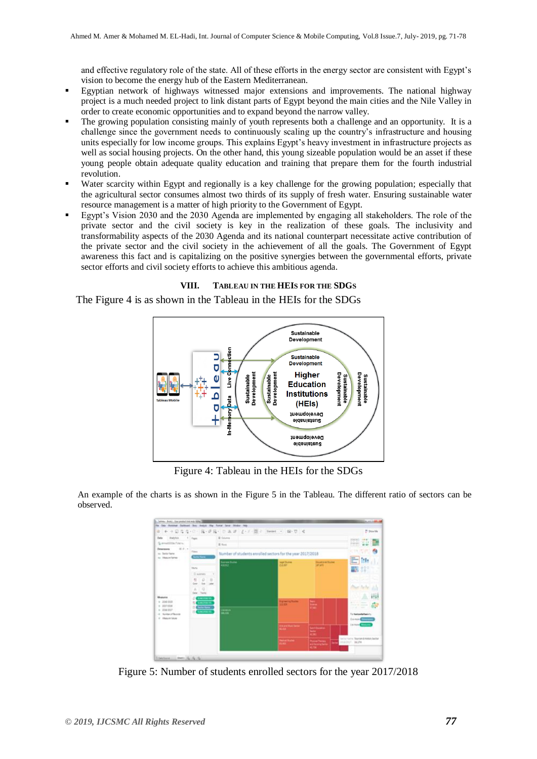and effective regulatory role of the state. All of these efforts in the energy sector are consistent with Egypt's vision to become the energy hub of the Eastern Mediterranean.

- Egyptian network of highways witnessed major extensions and improvements. The national highway project is a much needed project to link distant parts of Egypt beyond the main cities and the Nile Valley in order to create economic opportunities and to expand beyond the narrow valley.
- The growing population consisting mainly of youth represents both a challenge and an opportunity. It is a challenge since the government needs to continuously scaling up the country's infrastructure and housing units especially for low income groups. This explains Egypt's heavy investment in infrastructure projects as well as social housing projects. On the other hand, this young sizeable population would be an asset if these young people obtain adequate quality education and training that prepare them for the fourth industrial revolution.
- Water scarcity within Egypt and regionally is a key challenge for the growing population; especially that the agricultural sector consumes almost two thirds of its supply of fresh water. Ensuring sustainable water resource management is a matter of high priority to the Government of Egypt.
- Egypt's Vision 2030 and the 2030 Agenda are implemented by engaging all stakeholders. The role of the private sector and the civil society is key in the realization of these goals. The inclusivity and transformability aspects of the 2030 Agenda and its national counterpart necessitate active contribution of the private sector and the civil society in the achievement of all the goals. The Government of Egypt awareness this fact and is capitalizing on the positive synergies between the governmental efforts, private sector efforts and civil society efforts to achieve this ambitious agenda.

## VIII. Tableau in the HEIs for the SDGs

The Figure 4 is as shown in the Tableau in the HEIs for the SDGs

Figure 4: Tableau in the HEIs for the SDGs

An example of the charts is as shown in the Figure 5 in the Tableau. The different ratio of sectors can be observed.

Figure 5: Number of students enrolled sectors for the year 2017/2018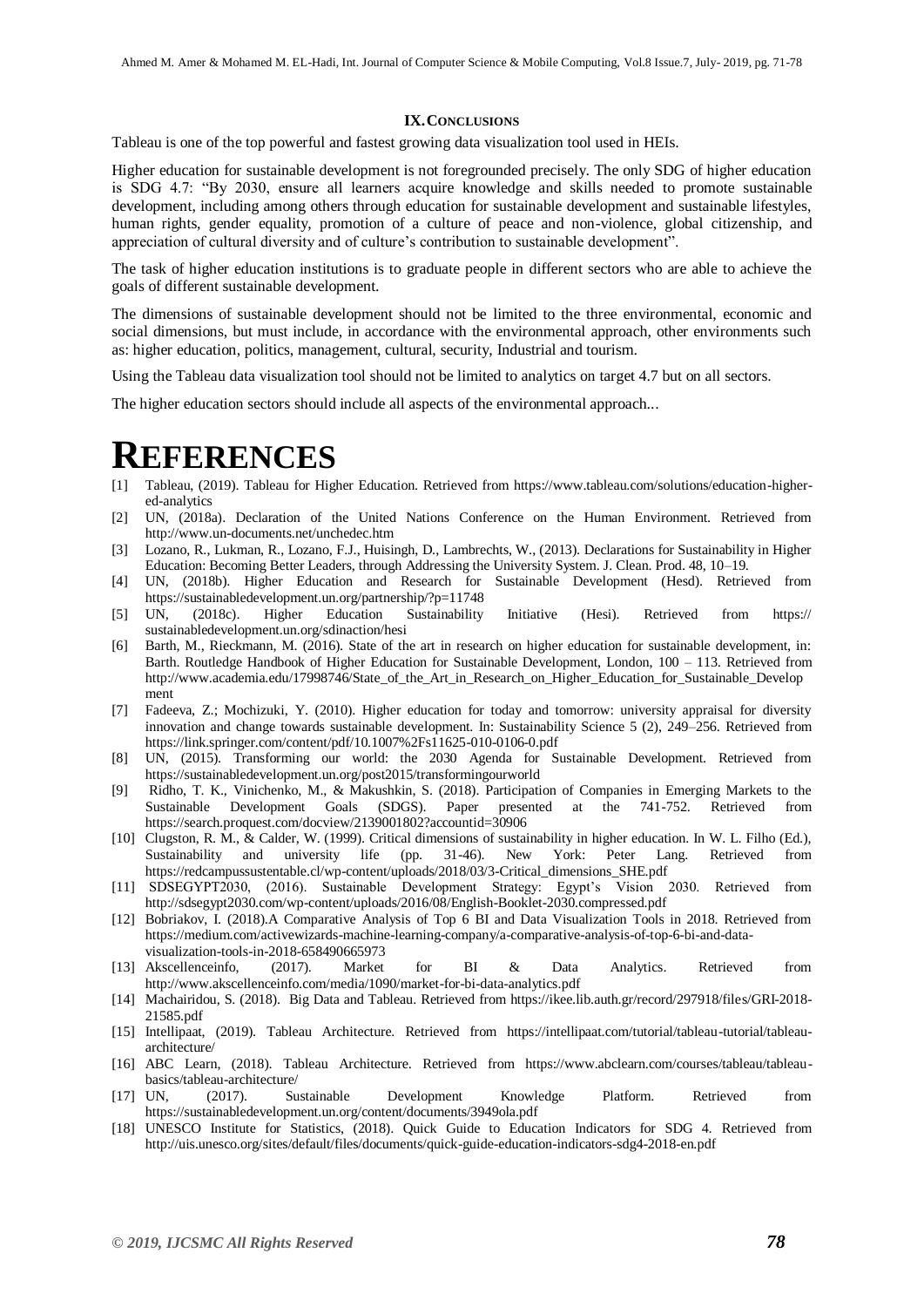## IX. CONCLUSIONS

Tableau is one of the top powerful and fastest growing data visualization tool used in HEIs.

Higher education for sustainable development is not foregrounded precisely. The only SDG of higher education is SDG 4.7: "By 2030, ensure all learners acquire knowledge and skills needed to promote sustainable development, including among others through education for sustainable development and sustainable lifestyles, human rights, gender equality, promotion of a culture of peace and non-violence, global citizenship, and appreciation of cultural diversity and of culture's contribution to sustainable development".

The task of higher education institutions is to graduate people in different sectors who are able to achieve the goals of different sustainable development.

The dimensions of sustainable development should not be limited to the three environmental, economic and social dimensions, but must include, in accordance with the environmental approach, other environments such as: higher education, politics, management, cultural, security, Industrial and tourism.

Using the Tableau data visualization tool should not be limited to analytics on target 4.7 but on all sectors.

The higher education sectors should include all aspects of the environmental approach...

# REFERENCES

[1] Tableau, (2019). Tableau for Higher Education. Retrieved from https://www.tableau.com/solutions/education-higher-ed-analytics

[2] UN, (2018a). Declaration of the United Nations Conference on the Human Environment. Retrieved from http://www.un-documents.net/unchedec.htm

[3] Lozano, R., Lukman, R., Lozano, F.J., Huisingh, D., Lambrechts, W., (2013). Declarations for Sustainability in Higher Education: Becoming Better Leaders, through Addressing the University System. J. Clean. Prod. 48, 10–19.

[4] UN, (2018b). Higher Education and Research for Sustainable Development (Hesd). Retrieved from https://sustainabledevelopment.un.org/partnership/?p=11748

[5] UN, (2018c). Higher Education Sustainability Initiative (Hesi). Retrieved from https:// sustainabledevelopment.un.org/sdinaction/hesi

[6] Barth, M., Rieckmann, M. (2016). State of the art in research on higher education for sustainable development, in: Barth. Routledge Handbook of Higher Education for Sustainable Development, London, 100 – 113. Retrieved from http://www.academia.edu/17998746/State_of_the_Art_in_Research_on_Higher_Education_for_Sustainable_Development

[7] Fadeeva, Z.; Mochizuki, Y. (2010). Higher education for today and tomorrow: university appraisal for diversity innovation and change towards sustainable development. In: Sustainability Science 5 (2), 249–256. Retrieved from https://link.springer.com/content/pdf/10.1007%2Fs11625-010-0106-0.pdf

[8] UN, (2015). Transforming our world: the 2030 Agenda for Sustainable Development. Retrieved from https://sustainabledevelopment.un.org/post2015/transformingourworld

[9] Ridho, T. K., Vinichenko, M., & Makushkin, S. (2018). Participation of Companies in Emerging Markets to the Sustainable Development Goals (SDGS). Paper presented at the 741-752. Retrieved from https://search.proquest.com/docview/2139001802?accountid=30906

[10] Clugston, R. M., & Calder, W. (1999). Critical dimensions of sustainability in higher education. In W. L. Filho (Ed.), Sustainability and university life (pp. 31-46). New York: Peter Lang. Retrieved from https://redcampussustentable.cl/wp-content/uploads/2018/03/3-Critical_dimensions_SHE.pdf

[11] SDSEGYPT2030, (2016). Sustainable Development Strategy: Egypt's Vision 2030. Retrieved from http://sdsegypt2030.com/wp-content/uploads/2016/08/English-Booklet-2030.compressed.pdf

[12] Bobriakov, I. (2018).A Comparative Analysis of Top 6 BI and Data Visualization Tools in 2018. Retrieved from https://medium.com/activewizards-machine-learning-company/a-comparative-analysis-of-top-6-bi-and-data-visualization-tools-in-2018-658490665973

[13] Akscellenceinfo, (2017). Market for BI & Data Analytics. Retrieved from http://www.akscellenceinfo.com/media/1090/market-for-bi-data-analytics.pdf

[14] Machairidou, S. (2018). Big Data and Tableau. Retrieved from https://ikee.lib.auth.gr/record/297918/files/GRI-2018-21585.pdf

[15] Intellipaat, (2019). Tableau Architecture. Retrieved from https://intellipaat.com/tutorial/tableau-tutorial/tableau-architecture/

[16] ABC Learn, (2018). Tableau Architecture. Retrieved from https://www.abclearn.com/courses/tableau/tableau-basics/tableau-architecture/

[17] UN, (2017). Sustainable Development Knowledge Platform. Retrieved from https://sustainabledevelopment.un.org/content/documents/3949ola.pdf

[18] UNESCO Institute for Statistics, (2018). Quick Guide to Education Indicators for SDG 4. Retrieved from http://uis.unesco.org/sites/default/files/documents/quick-guide-education-indicators-sdg4-2018-en.pdf